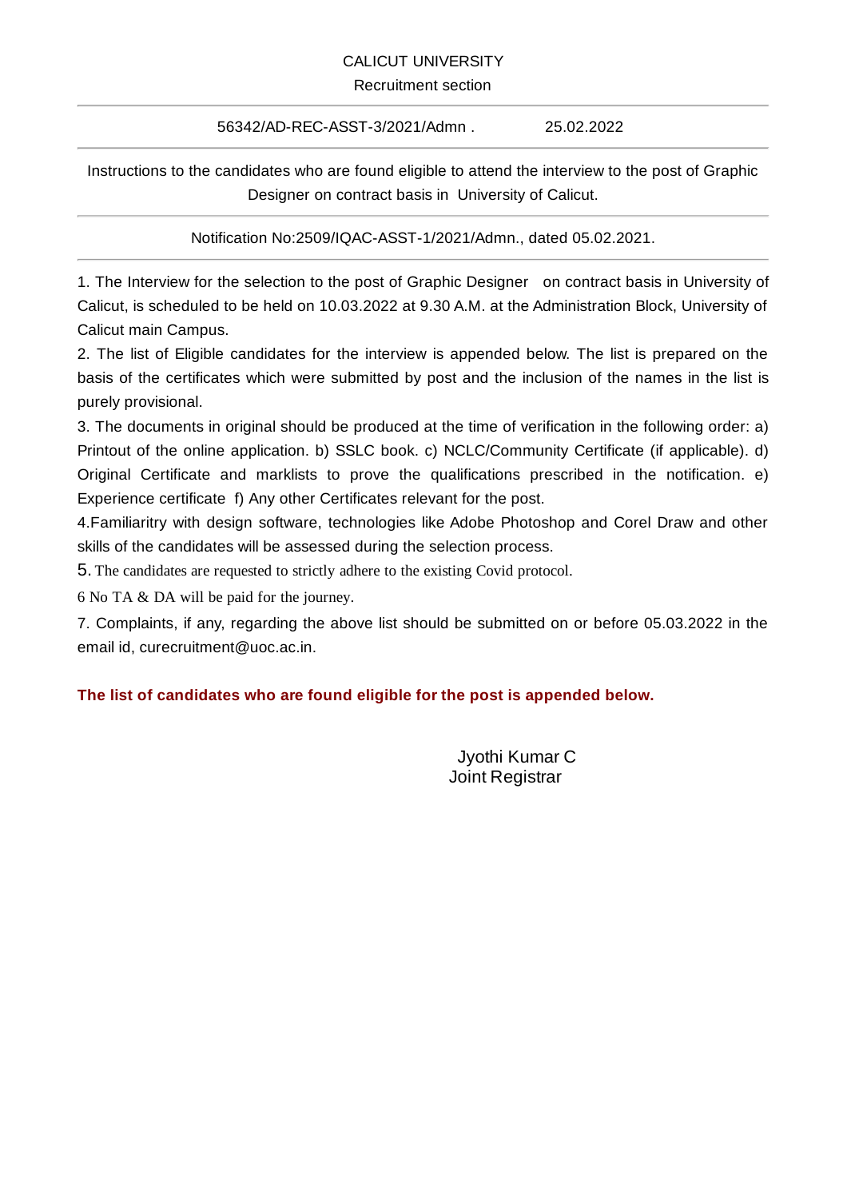CALICUT UNIVERSITY

Recruitment section

---

56342/AD-REC-ASST-3/2021/Admn . 25.02.2022

---

Instructions to the candidates who are found eligible to attend the interview to the post of Graphic Designer on contract basis in University of Calicut.

---

Notification No:2509/IQAC-ASST-1/2021/Admn., dated 05.02.2021.

---

1. The Interview for the selection to the post of Graphic Designer on contract basis in University of Calicut, is scheduled to be held on 10.03.2022 at 9.30 A.M. at the Administration Block, University of Calicut main Campus.
2. The list of Eligible candidates for the interview is appended below. The list is prepared on the basis of the certificates which were submitted by post and the inclusion of the names in the list is purely provisional.
3. The documents in original should be produced at the time of verification in the following order: a) Printout of the online application. b) SSLC book. c) NCLC/Community Certificate (if applicable). d) Original Certificate and marklists to prove the qualifications prescribed in the notification. e) Experience certificate f) Any other Certificates relevant for the post.
4. Familiaritry with design software, technologies like Adobe Photoshop and Corel Draw and other skills of the candidates will be assessed during the selection process.
5. The candidates are requested to strictly adhere to the existing Covid protocol.
6. No TA & DA will be paid for the journey.
7. Complaints, if any, regarding the above list should be submitted on or before 05.03.2022 in the email id, curecruitment@uoc.ac.in.

**The list of candidates who are found eligible for the post is appended below.**

Jyothi Kumar C
Joint Registrar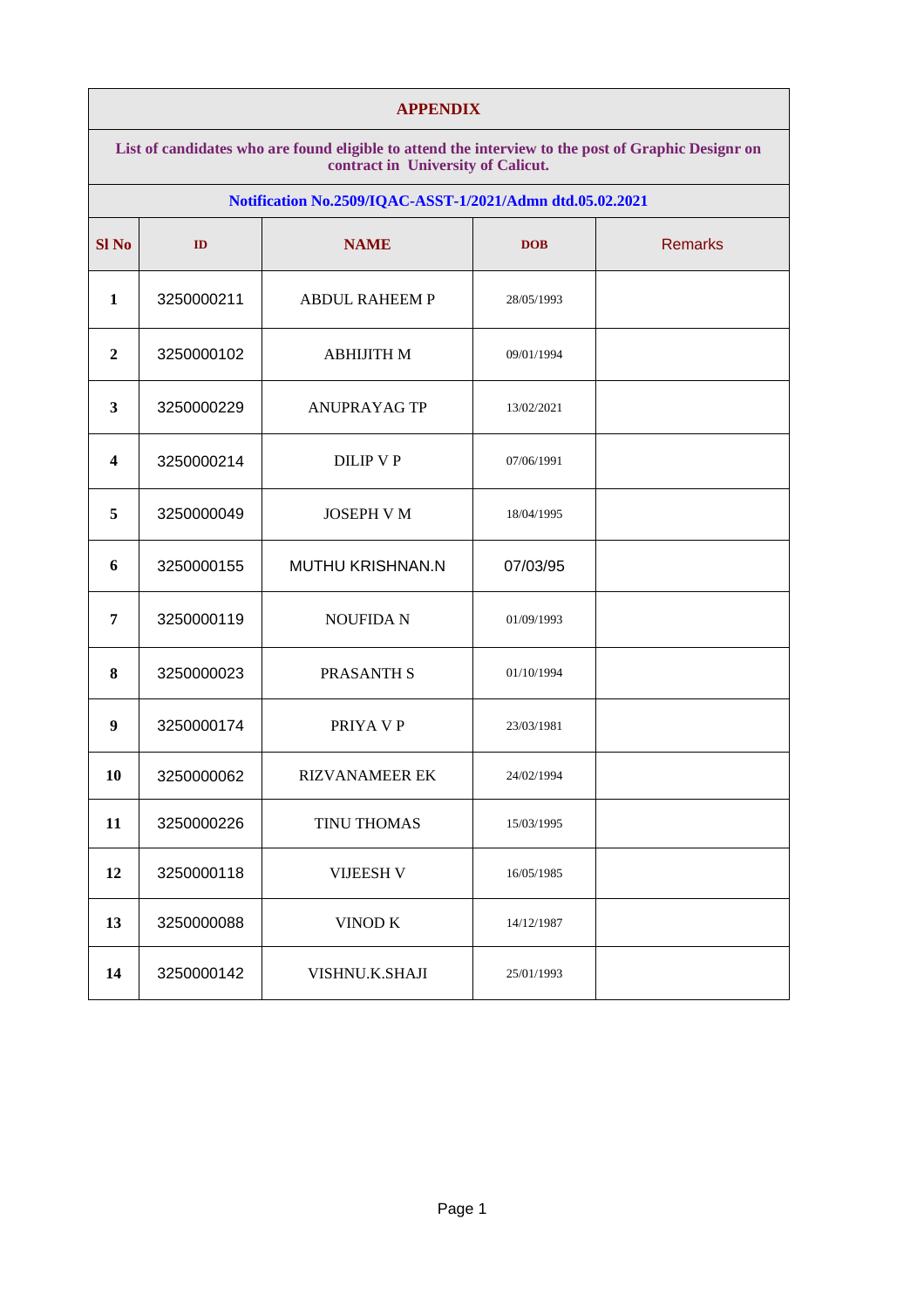# APPENDIX

**List of candidates who are found eligible to attend the interview to the post of Graphic Designr on contract in University of Calicut.**

**Notification No.2509/IQAC-ASST-1/2021/Admn dtd.05.02.2021**

| Sl No | ID | NAME | DOB | Remarks |
|---|---|---|---|---|
| 1 | 3250000211 | ABDUL RAHEEM P | 28/05/1993 | |
| 2 | 3250000102 | ABHIJITH M | 09/01/1994 | |
| 3 | 3250000229 | ANUPRAYAG TP | 13/02/2021 | |
| 4 | 3250000214 | DILIP V P | 07/06/1991 | |
| 5 | 3250000049 | JOSEPH V M | 18/04/1995 | |
| 6 | 3250000155 | MUTHU KRISHNAN.N | 07/03/95 | |
| 7 | 3250000119 | NOUFIDA N | 01/09/1993 | |
| 8 | 3250000023 | PRASANTH S | 01/10/1994 | |
| 9 | 3250000174 | PRIYA V P | 23/03/1981 | |
| 10 | 3250000062 | RIZVANAMEER EK | 24/02/1994 | |
| 11 | 3250000226 | TINU THOMAS | 15/03/1995 | |
| 12 | 3250000118 | VIJEESH V | 16/05/1985 | |
| 13 | 3250000088 | VINOD K | 14/12/1987 | |
| 14 | 3250000142 | VISHNU.K.SHAJI | 25/01/1993 | |